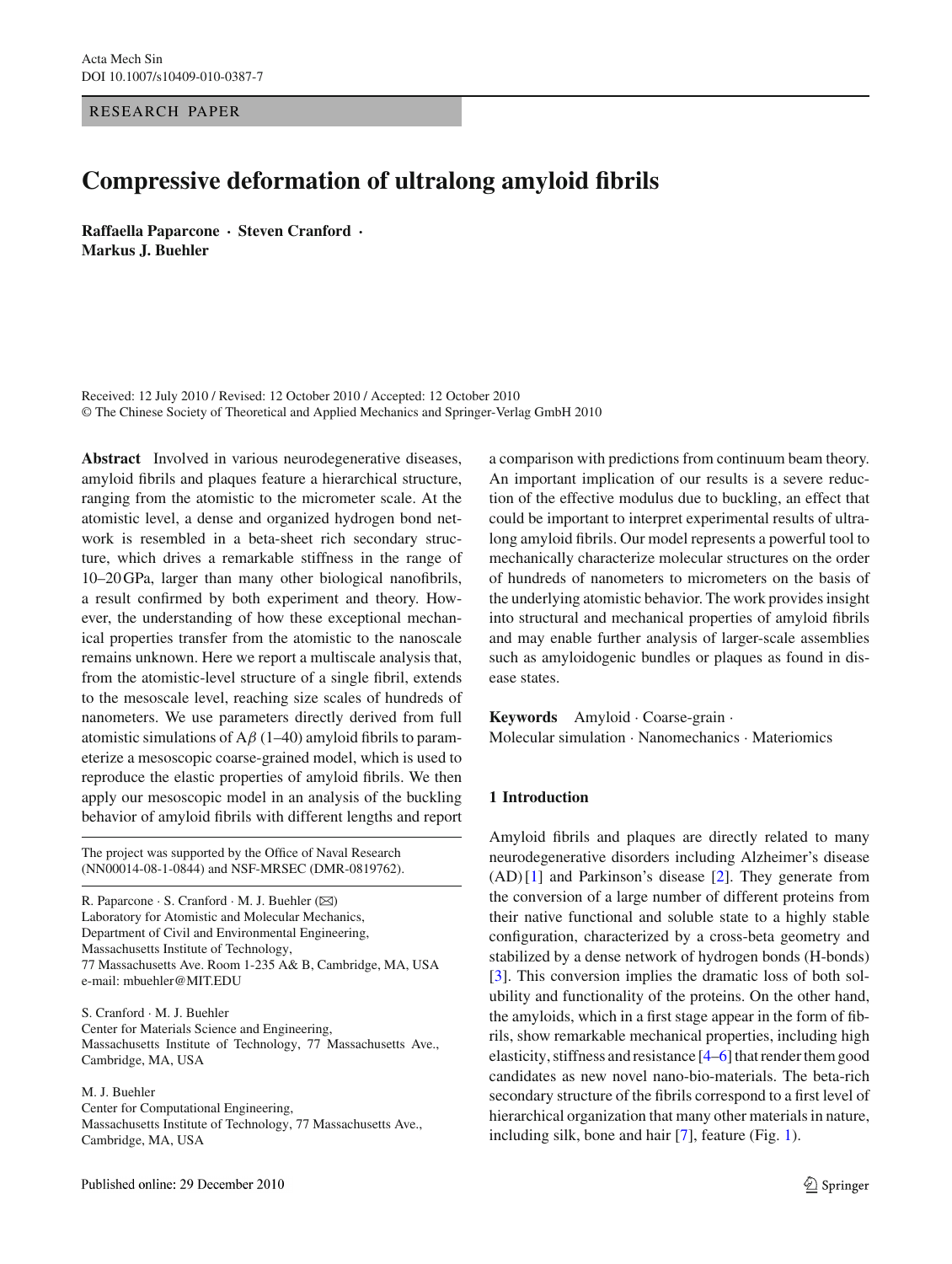RESEARCH PAPER

# Compressive deformation of ultralong amyloid fibrils

**Raffaella Paparcone · Steven Cranford · Markus J. Buehler**

Received: 12 July 2010 / Revised: 12 October 2010 / Accepted: 12 October 2010
© The Chinese Society of Theoretical and Applied Mechanics and Springer-Verlag GmbH 2010

**Abstract** Involved in various neurodegenerative diseases, amyloid fibrils and plaques feature a hierarchical structure, ranging from the atomistic to the micrometer scale. At the atomistic level, a dense and organized hydrogen bond network is resembled in a beta-sheet rich secondary structure, which drives a remarkable stiffness in the range of 10–20 GPa, larger than many other biological nanofibrils, a result confirmed by both experiment and theory. However, the understanding of how these exceptional mechanical properties transfer from the atomistic to the nanoscale remains unknown. Here we report a multiscale analysis that, from the atomistic-level structure of a single fibril, extends to the mesoscale level, reaching size scales of hundreds of nanometers. We use parameters directly derived from full atomistic simulations of A$\beta$ (1–40) amyloid fibrils to parameterize a mesoscopic coarse-grained model, which is used to reproduce the elastic properties of amyloid fibrils. We then apply our mesoscopic model in an analysis of the buckling behavior of amyloid fibrils with different lengths and report a comparison with predictions from continuum beam theory. An important implication of our results is a severe reduction of the effective modulus due to buckling, an effect that could be important to interpret experimental results of ultralong amyloid fibrils. Our model represents a powerful tool to mechanically characterize molecular structures on the order of hundreds of nanometers to micrometers on the basis of the underlying atomistic behavior. The work provides insight into structural and mechanical properties of amyloid fibrils and may enable further analysis of larger-scale assemblies such as amyloidogenic bundles or plaques as found in disease states.

**Keywords** Amyloid · Coarse-grain · Molecular simulation · Nanomechanics · Materiomics

The project was supported by the Office of Naval Research (NN00014-08-1-0844) and NSF-MRSEC (DMR-0819762).

R. Paparcone · S. Cranford · M. J. Buehler (✉)
Laboratory for Atomistic and Molecular Mechanics,
Department of Civil and Environmental Engineering,
Massachusetts Institute of Technology,
77 Massachusetts Ave. Room 1-235 A& B, Cambridge, MA, USA
e-mail: mbuehler@MIT.EDU

S. Cranford · M. J. Buehler
Center for Materials Science and Engineering,
Massachusetts Institute of Technology, 77 Massachusetts Ave.,
Cambridge, MA, USA

M. J. Buehler
Center for Computational Engineering,
Massachusetts Institute of Technology, 77 Massachusetts Ave.,
Cambridge, MA, USA

## 1 Introduction

Amyloid fibrils and plaques are directly related to many neurodegenerative disorders including Alzheimer's disease (AD) [1] and Parkinson's disease [2]. They generate from the conversion of a large number of different proteins from their native functional and soluble state to a highly stable configuration, characterized by a cross-beta geometry and stabilized by a dense network of hydrogen bonds (H-bonds) [3]. This conversion implies the dramatic loss of both solubility and functionality of the proteins. On the other hand, the amyloids, which in a first stage appear in the form of fibrils, show remarkable mechanical properties, including high elasticity, stiffness and resistance [4–6] that render them good candidates as new novel nano-bio-materials. The beta-rich secondary structure of the fibrils correspond to a first level of hierarchical organization that many other materials in nature, including silk, bone and hair [7], feature (Fig. 1).

Published online: 29 December 2010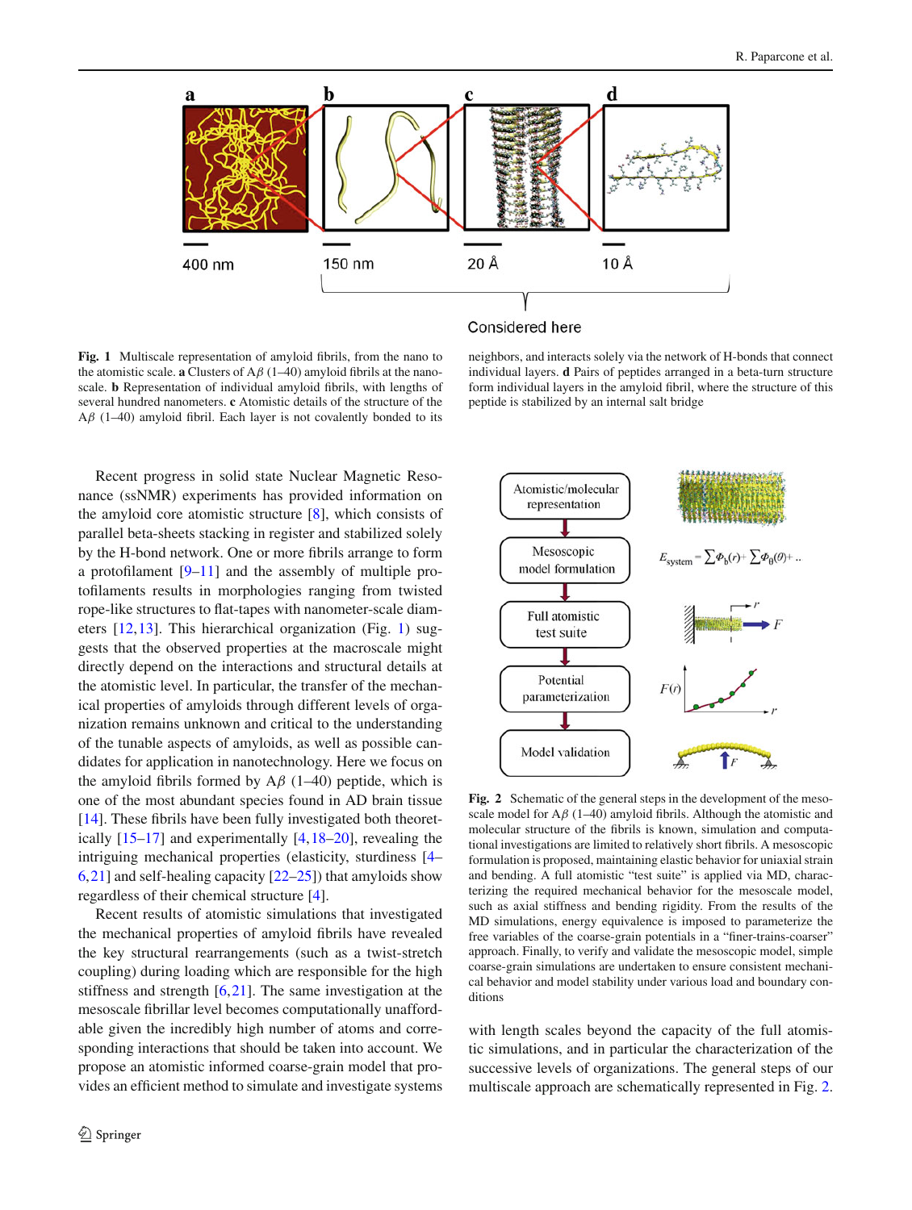Fig. 1 Multiscale representation of amyloid fibrils, from the nano to the atomistic scale. **a** Clusters of A$\beta$ (1–40) amyloid fibrils at the nanoscale. **b** Representation of individual amyloid fibrils, with lengths of several hundred nanometers. **c** Atomistic details of the structure of the A$\beta$ (1–40) amyloid fibril. Each layer is not covalently bonded to its neighbors, and interacts solely via the network of H-bonds that connect individual layers. **d** Pairs of peptides arranged in a beta-turn structure form individual layers in the amyloid fibril, where the structure of this peptide is stabilized by an internal salt bridge

Recent progress in solid state Nuclear Magnetic Resonance (ssNMR) experiments has provided information on the amyloid core atomistic structure [8], which consists of parallel beta-sheets stacking in register and stabilized solely by the H-bond network. One or more fibrils arrange to form a protofilament [9–11] and the assembly of multiple protofilaments results in morphologies ranging from twisted rope-like structures to flat-tapes with nanometer-scale diameters [12,13]. This hierarchical organization (Fig. 1) suggests that the observed properties at the macroscale might directly depend on the interactions and structural details at the atomistic level. In particular, the transfer of the mechanical properties of amyloids through different levels of organization remains unknown and critical to the understanding of the tunable aspects of amyloids, as well as possible candidates for application in nanotechnology. Here we focus on the amyloid fibrils formed by A$\beta$ (1–40) peptide, which is one of the most abundant species found in AD brain tissue [14]. These fibrils have been fully investigated both theoretically [15–17] and experimentally [4,18–20], revealing the intriguing mechanical properties (elasticity, sturdiness [4–6,21] and self-healing capacity [22–25]) that amyloids show regardless of their chemical structure [4].

Recent results of atomistic simulations that investigated the mechanical properties of amyloid fibrils have revealed the key structural rearrangements (such as a twist-stretch coupling) during loading which are responsible for the high stiffness and strength [6,21]. The same investigation at the mesoscale fibrillar level becomes computationally unaffordable given the incredibly high number of atoms and corresponding interactions that should be taken into account. We propose an atomistic informed coarse-grain model that provides an efficient method to simulate and investigate systems with length scales beyond the capacity of the full atomistic simulations, and in particular the characterization of the successive levels of organizations. The general steps of our multiscale approach are schematically represented in Fig. 2.

Fig. 2 Schematic of the general steps in the development of the mesoscale model for A$\beta$ (1–40) amyloid fibrils. Although the atomistic and molecular structure of the fibrils is known, simulation and computational investigations are limited to relatively short fibrils. A mesoscopic formulation is proposed, maintaining elastic behavior for uniaxial strain and bending. A full atomistic "test suite" is applied via MD, characterizing the required mechanical behavior for the mesoscale model, such as axial stiffness and bending rigidity. From the results of the MD simulations, energy equivalence is imposed to parameterize the free variables of the coarse-grain potentials in a "finer-trains-coarser" approach. Finally, to verify and validate the mesoscopic model, simple coarse-grain simulations are undertaken to ensure consistent mechanical behavior and model stability under various load and boundary conditions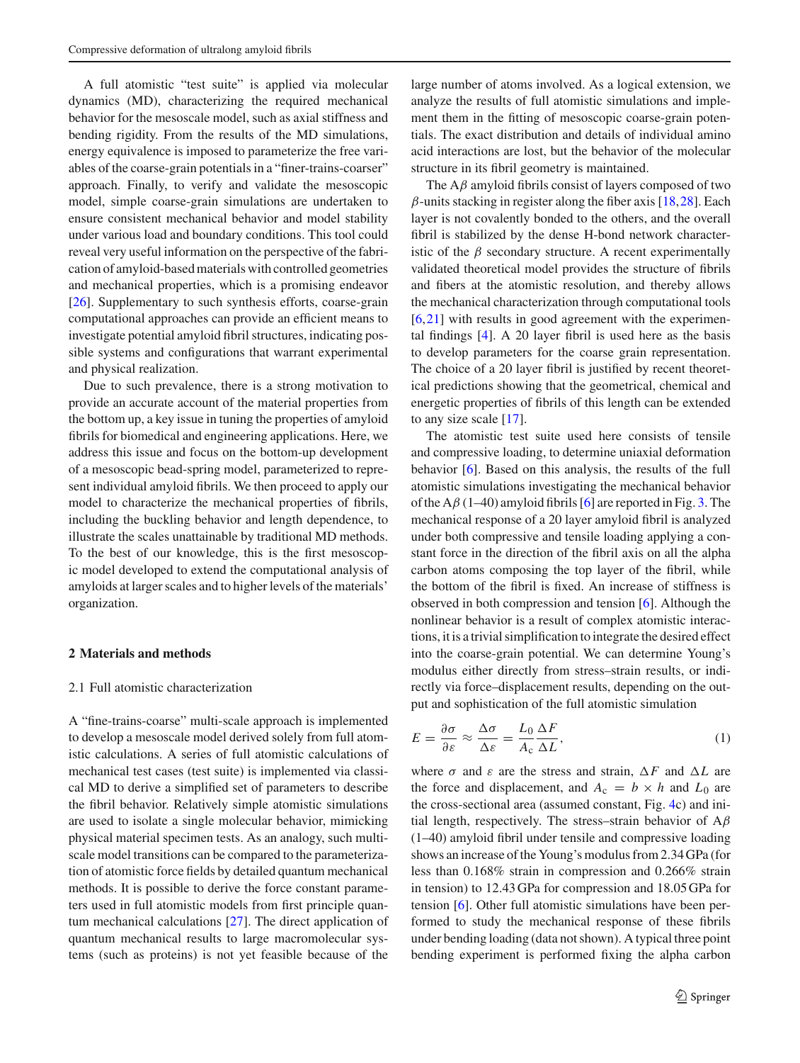A full atomistic "test suite" is applied via molecular dynamics (MD), characterizing the required mechanical behavior for the mesoscale model, such as axial stiffness and bending rigidity. From the results of the MD simulations, energy equivalence is imposed to parameterize the free variables of the coarse-grain potentials in a "finer-trains-coarser" approach. Finally, to verify and validate the mesoscopic model, simple coarse-grain simulations are undertaken to ensure consistent mechanical behavior and model stability under various load and boundary conditions. This tool could reveal very useful information on the perspective of the fabrication of amyloid-based materials with controlled geometries and mechanical properties, which is a promising endeavor [26]. Supplementary to such synthesis efforts, coarse-grain computational approaches can provide an efficient means to investigate potential amyloid fibril structures, indicating possible systems and configurations that warrant experimental and physical realization.

Due to such prevalence, there is a strong motivation to provide an accurate account of the material properties from the bottom up, a key issue in tuning the properties of amyloid fibrils for biomedical and engineering applications. Here, we address this issue and focus on the bottom-up development of a mesoscopic bead-spring model, parameterized to represent individual amyloid fibrils. We then proceed to apply our model to characterize the mechanical properties of fibrils, including the buckling behavior and length dependence, to illustrate the scales unattainable by traditional MD methods. To the best of our knowledge, this is the first mesoscopic model developed to extend the computational analysis of amyloids at larger scales and to higher levels of the materials' organization.

## 2 Materials and methods

### 2.1 Full atomistic characterization

A "fine-trains-coarse" multi-scale approach is implemented to develop a mesoscale model derived solely from full atomistic calculations. A series of full atomistic calculations of mechanical test cases (test suite) is implemented via classical MD to derive a simplified set of parameters to describe the fibril behavior. Relatively simple atomistic simulations are used to isolate a single molecular behavior, mimicking physical material specimen tests. As an analogy, such multi-scale model transitions can be compared to the parameterization of atomistic force fields by detailed quantum mechanical methods. It is possible to derive the force constant parameters used in full atomistic models from first principle quantum mechanical calculations [27]. The direct application of quantum mechanical results to large macromolecular systems (such as proteins) is not yet feasible because of the large number of atoms involved. As a logical extension, we analyze the results of full atomistic simulations and implement them in the fitting of mesoscopic coarse-grain potentials. The exact distribution and details of individual amino acid interactions are lost, but the behavior of the molecular structure in its fibril geometry is maintained.

The A$\beta$ amyloid fibrils consist of layers composed of two $\beta$-units stacking in register along the fiber axis [18,28]. Each layer is not covalently bonded to the others, and the overall fibril is stabilized by the dense H-bond network characteristic of the $\beta$ secondary structure. A recent experimentally validated theoretical model provides the structure of fibrils and fibers at the atomistic resolution, and thereby allows the mechanical characterization through computational tools [6,21] with results in good agreement with the experimental findings [4]. A 20 layer fibril is used here as the basis to develop parameters for the coarse grain representation. The choice of a 20 layer fibril is justified by recent theoretical predictions showing that the geometrical, chemical and energetic properties of fibrils of this length can be extended to any size scale [17].

The atomistic test suite used here consists of tensile and compressive loading, to determine uniaxial deformation behavior [6]. Based on this analysis, the results of the full atomistic simulations investigating the mechanical behavior of the A$\beta$ (1–40) amyloid fibrils [6] are reported in Fig. 3. The mechanical response of a 20 layer amyloid fibril is analyzed under both compressive and tensile loading applying a constant force in the direction of the fibril axis on all the alpha carbon atoms composing the top layer of the fibril, while the bottom of the fibril is fixed. An increase of stiffness is observed in both compression and tension [6]. Although the nonlinear behavior is a result of complex atomistic interactions, it is a trivial simplification to integrate the desired effect into the coarse-grain potential. We can determine Young's modulus either directly from stress–strain results, or indirectly via force–displacement results, depending on the output and sophistication of the full atomistic simulation

$$E = \frac{\partial \sigma}{\partial \varepsilon} \approx \frac{\Delta \sigma}{\Delta \varepsilon} = \frac{L_0}{A_c}\frac{\Delta F}{\Delta L}, \tag{1}$$

where $\sigma$ and $\varepsilon$ are the stress and strain, $\Delta F$ and $\Delta L$ are the force and displacement, and $A_c = b \times h$ and $L_0$ are the cross-sectional area (assumed constant, Fig. 4c) and initial length, respectively. The stress–strain behavior of A$\beta$ (1–40) amyloid fibril under tensile and compressive loading shows an increase of the Young's modulus from 2.34 GPa (for less than 0.168% strain in compression and 0.266% strain in tension) to 12.43 GPa for compression and 18.05 GPa for tension [6]. Other full atomistic simulations have been performed to study the mechanical response of these fibrils under bending loading (data not shown). A typical three point bending experiment is performed fixing the alpha carbon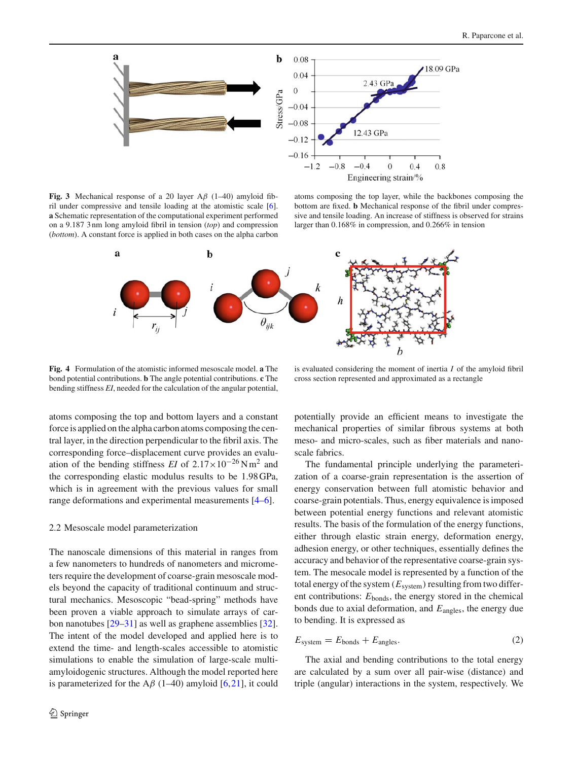**Fig. 3** Mechanical response of a 20 layer A$\beta$ (1–40) amyloid fibril under compressive and tensile loading at the atomistic scale [6]. **a** Schematic representation of the computational experiment performed on a 9.187 3 nm long amyloid fibril in tension (*top*) and compression (*bottom*). A constant force is applied in both cases on the alpha carbon atoms composing the top layer, while the backbones composing the bottom are fixed. **b** Mechanical response of the fibril under compressive and tensile loading. An increase of stiffness is observed for strains larger than 0.168% in compression, and 0.266% in tension

**Fig. 4** Formulation of the atomistic informed mesoscale model. **a** The bond potential contributions. **b** The angle potential contributions. **c** The bending stiffness *EI*, needed for the calculation of the angular potential, is evaluated considering the moment of inertia *I* of the amyloid fibril cross section represented and approximated as a rectangle

atoms composing the top and bottom layers and a constant force is applied on the alpha carbon atoms composing the central layer, in the direction perpendicular to the fibril axis. The corresponding force–displacement curve provides an evaluation of the bending stiffness *EI* of $2.17\times10^{-26}\,\mathrm{N\,m^2}$ and the corresponding elastic modulus results to be 1.98 GPa, which is in agreement with the previous values for small range deformations and experimental measurements [4–6].

## 2.2 Mesoscale model parameterization

The nanoscale dimensions of this material in ranges from a few nanometers to hundreds of nanometers and micrometers require the development of coarse-grain mesoscale models beyond the capacity of traditional continuum and structural mechanics. Mesoscopic "bead-spring" methods have been proven a viable approach to simulate arrays of carbon nanotubes [29–31] as well as graphene assemblies [32]. The intent of the model developed and applied here is to extend the time- and length-scales accessible to atomistic simulations to enable the simulation of large-scale multi-amyloidogenic structures. Although the model reported here is parameterized for the A$\beta$ (1–40) amyloid [6,21], it could potentially provide an efficient means to investigate the mechanical properties of similar fibrous systems at both meso- and micro-scales, such as fiber materials and nanoscale fabrics.

The fundamental principle underlying the parameterization of a coarse-grain representation is the assertion of energy conservation between full atomistic behavior and coarse-grain potentials. Thus, energy equivalence is imposed between potential energy functions and relevant atomistic results. The basis of the formulation of the energy functions, either through elastic strain energy, deformation energy, adhesion energy, or other techniques, essentially defines the accuracy and behavior of the representative coarse-grain system. The mesocale model is represented by a function of the total energy of the system ($E_{\mathrm{system}}$) resulting from two different contributions: $E_{\mathrm{bonds}}$, the energy stored in the chemical bonds due to axial deformation, and $E_{\mathrm{angles}}$, the energy due to bending. It is expressed as

$$E_{\mathrm{system}} = E_{\mathrm{bonds}} + E_{\mathrm{angles}}. \tag{2}$$

The axial and bending contributions to the total energy are calculated by a sum over all pair-wise (distance) and triple (angular) interactions in the system, respectively. We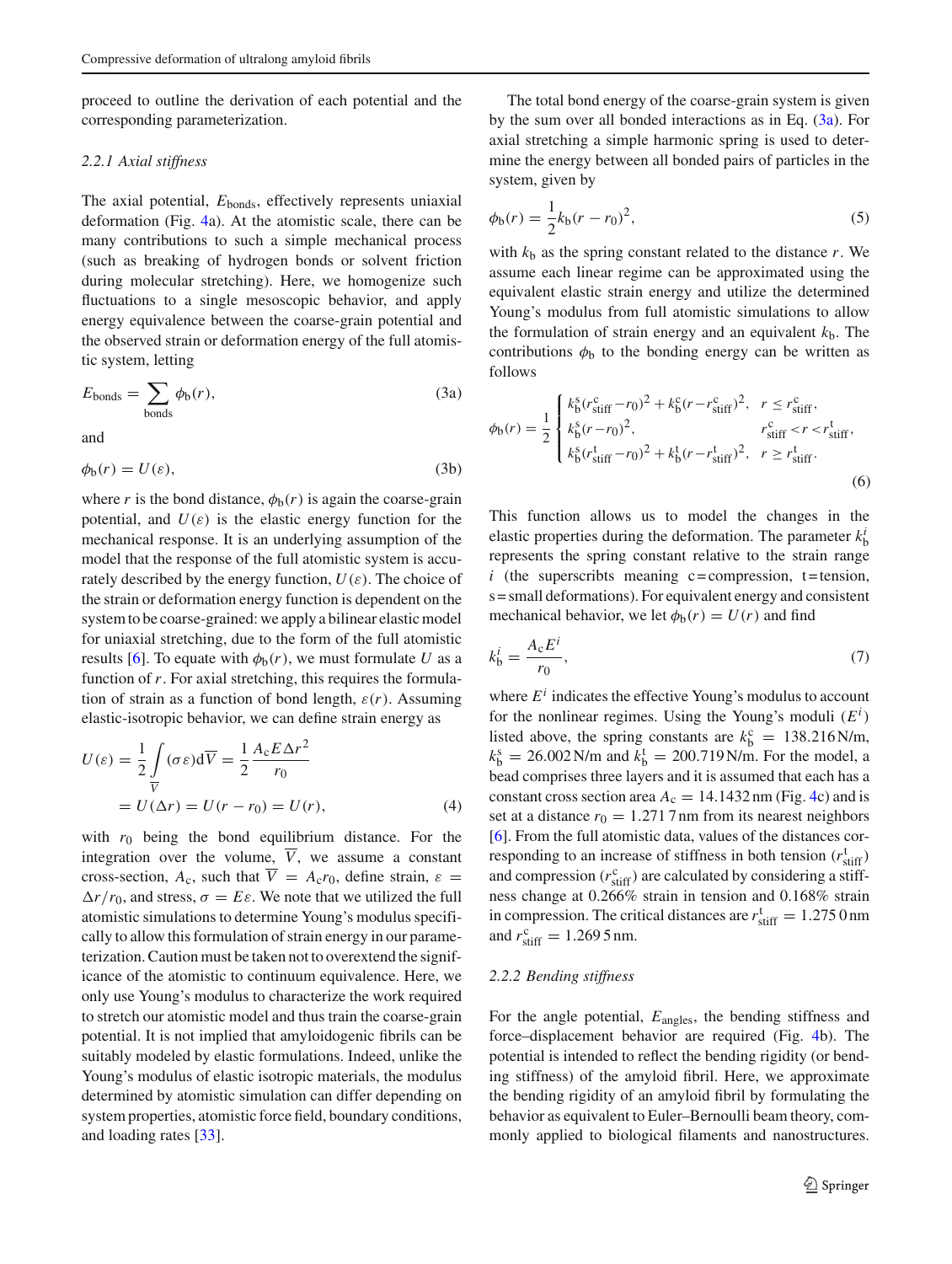proceed to outline the derivation of each potential and the corresponding parameterization.

### 2.2.1 Axial stiffness

The axial potential, $E_{\mathrm{bonds}}$, effectively represents uniaxial deformation (Fig. 4a). At the atomistic scale, there can be many contributions to such a simple mechanical process (such as breaking of hydrogen bonds or solvent friction during molecular stretching). Here, we homogenize such fluctuations to a single mesoscopic behavior, and apply energy equivalence between the coarse-grain potential and the observed strain or deformation energy of the full atomistic system, letting

$$E_{\mathrm{bonds}} = \sum_{\mathrm{bonds}} \phi_{\mathrm{b}}(r), \tag{3a}$$

and

$$\phi_{\mathrm{b}}(r) = U(\varepsilon), \tag{3b}$$

where $r$ is the bond distance, $\phi_{\mathrm{b}}(r)$ is again the coarse-grain potential, and $U(\varepsilon)$ is the elastic energy function for the mechanical response. It is an underlying assumption of the model that the response of the full atomistic system is accurately described by the energy function, $U(\varepsilon)$. The choice of the strain or deformation energy function is dependent on the system to be coarse-grained: we apply a bilinear elastic model for uniaxial stretching, due to the form of the full atomistic results [6]. To equate with $\phi_{\mathrm{b}}(r)$, we must formulate $U$ as a function of $r$. For axial stretching, this requires the formulation of strain as a function of bond length, $\varepsilon(r)$. Assuming elastic-isotropic behavior, we can define strain energy as

$$U(\varepsilon) = \frac{1}{2}\int_{\overline{V}} (\sigma\varepsilon)\mathrm{d}\overline{V} = \frac{1}{2}\frac{A_{\mathrm{c}}E\Delta r^2}{r_0} = U(\Delta r) = U(r - r_0) = U(r), \tag{4}$$

with $r_0$ being the bond equilibrium distance. For the integration over the volume, $\overline{V}$, we assume a constant cross-section, $A_{\mathrm{c}}$, such that $\overline{V} = A_{\mathrm{c}}r_0$, define strain, $\varepsilon = \Delta r/r_0$, and stress, $\sigma = E\varepsilon$. We note that we utilized the full atomistic simulations to determine Young's modulus specifically to allow this formulation of strain energy in our parameterization. Caution must be taken not to overextend the significance of the atomistic to continuum equivalence. Here, we only use Young's modulus to characterize the work required to stretch our atomistic model and thus train the coarse-grain potential. It is not implied that amyloidogenic fibrils can be suitably modeled by elastic formulations. Indeed, unlike the Young's modulus of elastic isotropic materials, the modulus determined by atomistic simulation can differ depending on system properties, atomistic force field, boundary conditions, and loading rates [33].

The total bond energy of the coarse-grain system is given by the sum over all bonded interactions as in Eq. (3a). For axial stretching a simple harmonic spring is used to determine the energy between all bonded pairs of particles in the system, given by

$$\phi_{\mathrm{b}}(r) = \frac{1}{2}k_{\mathrm{b}}(r - r_0)^2, \tag{5}$$

with $k_{\mathrm{b}}$ as the spring constant related to the distance $r$. We assume each linear regime can be approximated using the equivalent elastic strain energy and utilize the determined Young's modulus from full atomistic simulations to allow the formulation of strain energy and an equivalent $k_{\mathrm{b}}$. The contributions $\phi_{\mathrm{b}}$ to the bonding energy can be written as follows

$$\phi_{\mathrm{b}}(r) = \frac{1}{2}\begin{cases} k_{\mathrm{b}}^{\mathrm{s}}(r_{\mathrm{stiff}}^{\mathrm{c}} - r_0)^2 + k_{\mathrm{b}}^{\mathrm{c}}(r - r_{\mathrm{stiff}}^{\mathrm{c}})^2, & r \le r_{\mathrm{stiff}}^{\mathrm{c}}, \\ k_{\mathrm{b}}^{\mathrm{s}}(r - r_0)^2, & r_{\mathrm{stiff}}^{\mathrm{c}} < r < r_{\mathrm{stiff}}^{\mathrm{t}}, \\ k_{\mathrm{b}}^{\mathrm{s}}(r_{\mathrm{stiff}}^{\mathrm{t}} - r_0)^2 + k_{\mathrm{b}}^{\mathrm{t}}(r - r_{\mathrm{stiff}}^{\mathrm{t}})^2, & r \ge r_{\mathrm{stiff}}^{\mathrm{t}}. \end{cases} \tag{6}$$

This function allows us to model the changes in the elastic properties during the deformation. The parameter $k_{\mathrm{b}}^{i}$ represents the spring constant relative to the strain range $i$ (the superscribts meaning c = compression, t = tension, s = small deformations). For equivalent energy and consistent mechanical behavior, we let $\phi_{\mathrm{b}}(r) = U(r)$ and find

$$k_{\mathrm{b}}^{i} = \frac{A_{\mathrm{c}}E^{i}}{r_0}, \tag{7}$$

where $E^{i}$ indicates the effective Young's modulus to account for the nonlinear regimes. Using the Young's moduli ($E^{i}$) listed above, the spring constants are $k_{\mathrm{b}}^{\mathrm{c}} = 138.216\,\mathrm{N/m}$, $k_{\mathrm{b}}^{\mathrm{s}} = 26.002\,\mathrm{N/m}$ and $k_{\mathrm{b}}^{\mathrm{t}} = 200.719\,\mathrm{N/m}$. For the model, a bead comprises three layers and it is assumed that each has a constant cross section area $A_{\mathrm{c}} = 14.1432\,\mathrm{nm}$ (Fig. 4c) and is set at a distance $r_0 = 1.2717\,\mathrm{nm}$ from its nearest neighbors [6]. From the full atomistic data, values of the distances corresponding to an increase of stiffness in both tension ($r_{\mathrm{stiff}}^{\mathrm{t}}$) and compression ($r_{\mathrm{stiff}}^{\mathrm{c}}$) are calculated by considering a stiffness change at 0.266% strain in tension and 0.168% strain in compression. The critical distances are $r_{\mathrm{stiff}}^{\mathrm{t}} = 1.2750\,\mathrm{nm}$ and $r_{\mathrm{stiff}}^{\mathrm{c}} = 1.2695\,\mathrm{nm}$.

### 2.2.2 Bending stiffness

For the angle potential, $E_{\mathrm{angles}}$, the bending stiffness and force–displacement behavior are required (Fig. 4b). The potential is intended to reflect the bending rigidity (or bending stiffness) of the amyloid fibril. Here, we approximate the bending rigidity of an amyloid fibril by formulating the behavior as equivalent to Euler–Bernoulli beam theory, commonly applied to biological filaments and nanostructures.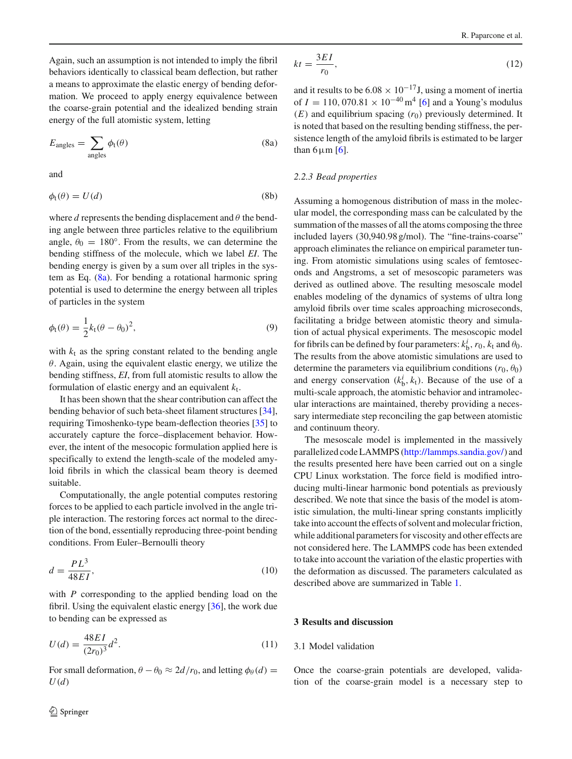Again, such an assumption is not intended to imply the fibril behaviors identically to classical beam deflection, but rather a means to approximate the elastic energy of bending deformation. We proceed to apply energy equivalence between the coarse-grain potential and the idealized bending strain energy of the full atomistic system, letting

$$E_{\text{angles}} = \sum_{\text{angles}} \phi_{\text{t}}(\theta) \tag{8a}$$

and

$$\phi_{\text{t}}(\theta) = U(d) \tag{8b}$$

where $d$ represents the bending displacement and $\theta$ the bending angle between three particles relative to the equilibrium angle, $\theta_0 = 180°$. From the results, we can determine the bending stiffness of the molecule, which we label *EI*. The bending energy is given by a sum over all triples in the system as Eq. (8a). For bending a rotational harmonic spring potential is used to determine the energy between all triples of particles in the system

$$\phi_{\text{t}}(\theta) = \frac{1}{2}k_{\text{t}}(\theta - \theta_0)^2, \tag{9}$$

with $k_{\text{t}}$ as the spring constant related to the bending angle $\theta$. Again, using the equivalent elastic energy, we utilize the bending stiffness, *EI*, from full atomistic results to allow the formulation of elastic energy and an equivalent $k_{\text{t}}$.

It has been shown that the shear contribution can affect the bending behavior of such beta-sheet filament structures [34], requiring Timoshenko-type beam-deflection theories [35] to accurately capture the force–displacement behavior. However, the intent of the mesocopic formulation applied here is specifically to extend the length-scale of the modeled amyloid fibrils in which the classical beam theory is deemed suitable.

Computationally, the angle potential computes restoring forces to be applied to each particle involved in the angle triple interaction. The restoring forces act normal to the direction of the bond, essentially reproducing three-point bending conditions. From Euler–Bernoulli theory

$$d = \frac{PL^3}{48EI}, \tag{10}$$

with $P$ corresponding to the applied bending load on the fibril. Using the equivalent elastic energy [36], the work due to bending can be expressed as

$$U(d) = \frac{48EI}{(2r_0)^3}d^2. \tag{11}$$

For small deformation, $\theta - \theta_0 \approx 2d/r_0$, and letting $\phi_\theta(d) = U(d)$

$$kt = \frac{3EI}{r_0}, \tag{12}$$

and it results to be $6.08 \times 10^{-17}$J, using a moment of inertia of $I = 110,070.81 \times 10^{-40}\,\text{m}^4$ [6] and a Young's modulus ($E$) and equilibrium spacing ($r_0$) previously determined. It is noted that based on the resulting bending stiffness, the persistence length of the amyloid fibrils is estimated to be larger than $6\,\mu$m [6].

#### *2.2.3 Bead properties*

Assuming a homogenous distribution of mass in the molecular model, the corresponding mass can be calculated by the summation of the masses of all the atoms composing the three included layers (30,940.98 g/mol). The "fine-trains-coarse" approach eliminates the reliance on empirical parameter tuning. From atomistic simulations using scales of femtoseconds and Angstroms, a set of mesoscopic parameters was derived as outlined above. The resulting mesoscale model enables modeling of the dynamics of systems of ultra long amyloid fibrils over time scales approaching microseconds, facilitating a bridge between atomistic theory and simulation of actual physical experiments. The mesoscopic model for fibrils can be defined by four parameters: $k_{\text{b}}^{i}$, $r_0$, $k_{\text{t}}$ and $\theta_0$. The results from the above atomistic simulations are used to determine the parameters via equilibrium conditions ($r_0$, $\theta_0$) and energy conservation ($k_{\text{b}}^{i}$, $k_{\text{t}}$). Because of the use of a multi-scale approach, the atomistic behavior and intramolecular interactions are maintained, thereby providing a necessary intermediate step reconciling the gap between atomistic and continuum theory.

The mesoscale model is implemented in the massively parallelized code LAMMPS (http://lammps.sandia.gov/) and the results presented here have been carried out on a single CPU Linux workstation. The force field is modified introducing multi-linear harmonic bond potentials as previously described. We note that since the basis of the model is atomistic simulation, the multi-linear spring constants implicitly take into account the effects of solvent and molecular friction, while additional parameters for viscosity and other effects are not considered here. The LAMMPS code has been extended to take into account the variation of the elastic properties with the deformation as discussed. The parameters calculated as described above are summarized in Table 1.

## 3 Results and discussion

### 3.1 Model validation

Once the coarse-grain potentials are developed, validation of the coarse-grain model is a necessary step to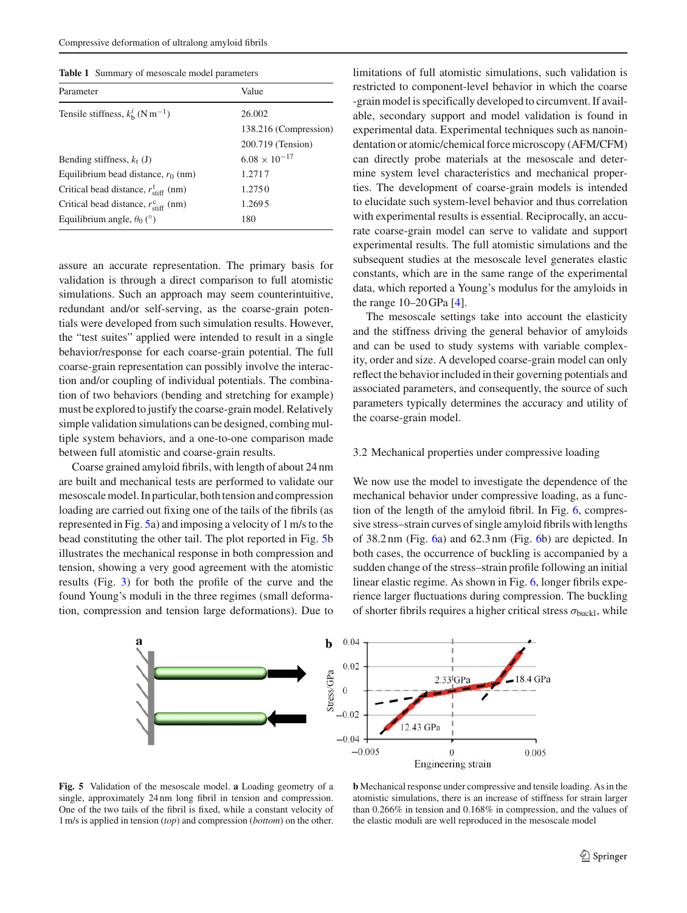**Table 1** Summary of mesoscale model parameters

| Parameter | Value |
|---|---|
| Tensile stiffness, $k_b^i$ (N m$^{-1}$) | 26.002 |
| | 138.216 (Compression) |
| | 200.719 (Tension) |
| Bending stiffness, $k_t$ (J) | $6.08 \times 10^{-17}$ |
| Equilibrium bead distance, $r_0$ (nm) | 1.2717 |
| Critical bead distance, $r_{stiff}^t$ (nm) | 1.2750 |
| Critical bead distance, $r_{stiff}^c$ (nm) | 1.2695 |
| Equilibrium angle, $\theta_0$ (°) | 180 |

assure an accurate representation. The primary basis for validation is through a direct comparison to full atomistic simulations. Such an approach may seem counterintuitive, redundant and/or self-serving, as the coarse-grain potentials were developed from such simulation results. However, the "test suites" applied were intended to result in a single behavior/response for each coarse-grain potential. The full coarse-grain representation can possibly involve the interaction and/or coupling of individual potentials. The combination of two behaviors (bending and stretching for example) must be explored to justify the coarse-grain model. Relatively simple validation simulations can be designed, combing multiple system behaviors, and a one-to-one comparison made between full atomistic and coarse-grain results.

Coarse grained amyloid fibrils, with length of about 24 nm are built and mechanical tests are performed to validate our mesoscale model. In particular, both tension and compression loading are carried out fixing one of the tails of the fibrils (as represented in Fig. 5a) and imposing a velocity of 1 m/s to the bead constituting the other tail. The plot reported in Fig. 5b illustrates the mechanical response in both compression and tension, showing a very good agreement with the atomistic results (Fig. 3) for both the profile of the curve and the found Young's moduli in the three regimes (small deformation, compression and tension large deformations). Due to limitations of full atomistic simulations, such validation is restricted to component-level behavior in which the coarse -grain model is specifically developed to circumvent. If available, secondary support and model validation is found in experimental data. Experimental techniques such as nanoindentation or atomic/chemical force microscopy (AFM/CFM) can directly probe materials at the mesoscale and determine system level characteristics and mechanical properties. The development of coarse-grain models is intended to elucidate such system-level behavior and thus correlation with experimental results is essential. Reciprocally, an accurate coarse-grain model can serve to validate and support experimental results. The full atomistic simulations and the subsequent studies at the mesoscale level generates elastic constants, which are in the same range of the experimental data, which reported a Young's modulus for the amyloids in the range 10–20 GPa [4].

The mesoscale settings take into account the elasticity and the stiffness driving the general behavior of amyloids and can be used to study systems with variable complexity, order and size. A developed coarse-grain model can only reflect the behavior included in their governing potentials and associated parameters, and consequently, the source of such parameters typically determines the accuracy and utility of the coarse-grain model.

### 3.2 Mechanical properties under compressive loading

We now use the model to investigate the dependence of the mechanical behavior under compressive loading, as a function of the length of the amyloid fibril. In Fig. 6, compressive stress–strain curves of single amyloid fibrils with lengths of 38.2 nm (Fig. 6a) and 62.3 nm (Fig. 6b) are depicted. In both cases, the occurrence of buckling is accompanied by a sudden change of the stress–strain profile following an initial linear elastic regime. As shown in Fig. 6, longer fibrils experience larger fluctuations during compression. The buckling of shorter fibrils requires a higher critical stress $\sigma_{buckl}$, while

a

b

Stress/GPa

0.04
0.02
0
−0.02
−0.04

2.33 GPa
18.4 GPa
12.43 GPa

−0.005
0
0.005
Engineering strain

**Fig. 5** Validation of the mesoscale model. **a** Loading geometry of a single, approximately 24 nm long fibril in tension and compression. One of the two tails of the fibril is fixed, while a constant velocity of 1 m/s is applied in tension (*top*) and compression (*bottom*) on the other. **b** Mechanical response under compressive and tensile loading. As in the atomistic simulations, there is an increase of stiffness for strain larger than 0.266% in tension and 0.168% in compression, and the values of the elastic moduli are well reproduced in the mesoscale model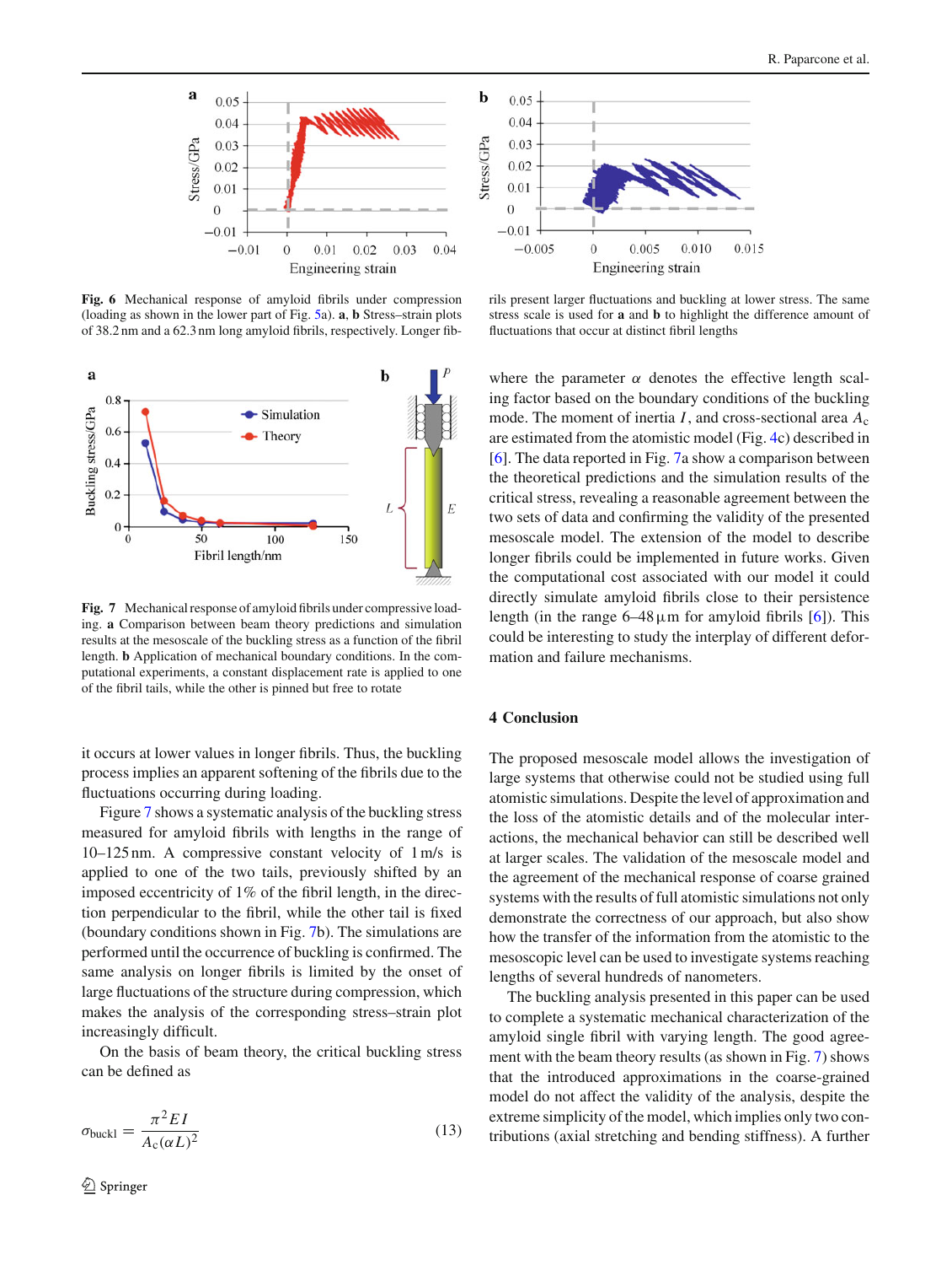**Fig. 6** Mechanical response of amyloid fibrils under compression (loading as shown in the lower part of Fig. 5a). **a**, **b** Stress–strain plots of 38.2 nm and a 62.3 nm long amyloid fibrils, respectively. Longer fibrils present larger fluctuations and buckling at lower stress. The same stress scale is used for **a** and **b** to highlight the difference amount of fluctuations that occur at distinct fibril lengths

**Fig. 7** Mechanical response of amyloid fibrils under compressive loading. **a** Comparison between beam theory predictions and simulation results at the mesoscale of the buckling stress as a function of the fibril length. **b** Application of mechanical boundary conditions. In the computational experiments, a constant displacement rate is applied to one of the fibril tails, while the other is pinned but free to rotate

it occurs at lower values in longer fibrils. Thus, the buckling process implies an apparent softening of the fibrils due to the fluctuations occurring during loading.

Figure 7 shows a systematic analysis of the buckling stress measured for amyloid fibrils with lengths in the range of 10–125 nm. A compressive constant velocity of 1 m/s is applied to one of the two tails, previously shifted by an imposed eccentricity of 1% of the fibril length, in the direction perpendicular to the fibril, while the other tail is fixed (boundary conditions shown in Fig. 7b). The simulations are performed until the occurrence of buckling is confirmed. The same analysis on longer fibrils is limited by the onset of large fluctuations of the structure during compression, which makes the analysis of the corresponding stress–strain plot increasingly difficult.

On the basis of beam theory, the critical buckling stress can be defined as

$$\sigma_{\mathrm{buckl}} = \frac{\pi^2 EI}{A_c(\alpha L)^2} \tag{13}$$

where the parameter $\alpha$ denotes the effective length scaling factor based on the boundary conditions of the buckling mode. The moment of inertia $I$, and cross-sectional area $A_c$ are estimated from the atomistic model (Fig. 4c) described in [6]. The data reported in Fig. 7a show a comparison between the theoretical predictions and the simulation results of the critical stress, revealing a reasonable agreement between the two sets of data and confirming the validity of the presented mesoscale model. The extension of the model to describe longer fibrils could be implemented in future works. Given the computational cost associated with our model it could directly simulate amyloid fibrils close to their persistence length (in the range 6–48 μm for amyloid fibrils [6]). This could be interesting to study the interplay of different deformation and failure mechanisms.

## 4 Conclusion

The proposed mesoscale model allows the investigation of large systems that otherwise could not be studied using full atomistic simulations. Despite the level of approximation and the loss of the atomistic details and of the molecular interactions, the mechanical behavior can still be described well at larger scales. The validation of the mesoscale model and the agreement of the mechanical response of coarse grained systems with the results of full atomistic simulations not only demonstrate the correctness of our approach, but also show how the transfer of the information from the atomistic to the mesoscopic level can be used to investigate systems reaching lengths of several hundreds of nanometers.

The buckling analysis presented in this paper can be used to complete a systematic mechanical characterization of the amyloid single fibril with varying length. The good agreement with the beam theory results (as shown in Fig. 7) shows that the introduced approximations in the coarse-grained model do not affect the validity of the analysis, despite the extreme simplicity of the model, which implies only two contributions (axial stretching and bending stiffness). A further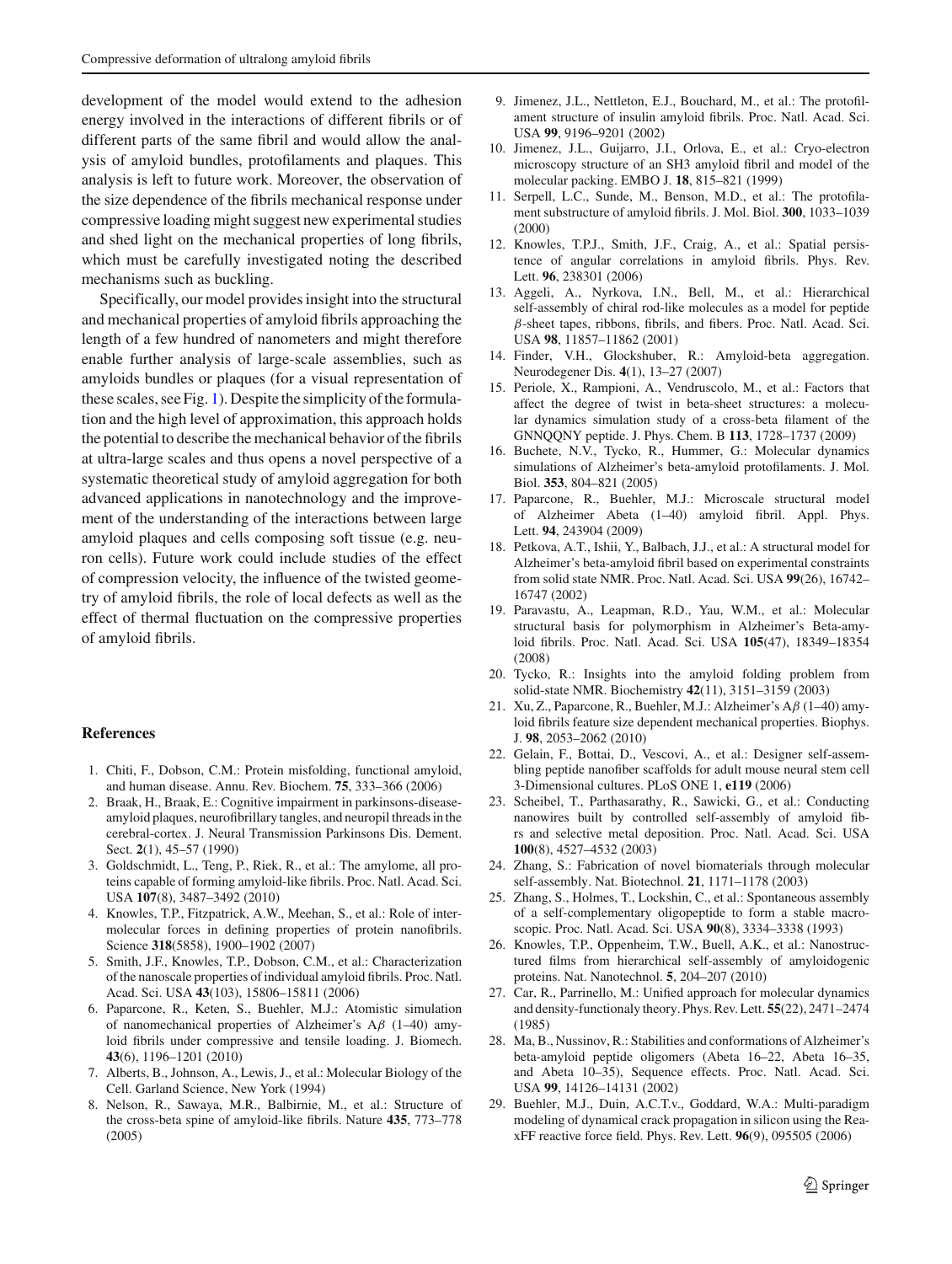development of the model would extend to the adhesion energy involved in the interactions of different fibrils or of different parts of the same fibril and would allow the analysis of amyloid bundles, protofilaments and plaques. This analysis is left to future work. Moreover, the observation of the size dependence of the fibrils mechanical response under compressive loading might suggest new experimental studies and shed light on the mechanical properties of long fibrils, which must be carefully investigated noting the described mechanisms such as buckling.

Specifically, our model provides insight into the structural and mechanical properties of amyloid fibrils approaching the length of a few hundred of nanometers and might therefore enable further analysis of large-scale assemblies, such as amyloids bundles or plaques (for a visual representation of these scales, see Fig. 1). Despite the simplicity of the formulation and the high level of approximation, this approach holds the potential to describe the mechanical behavior of the fibrils at ultra-large scales and thus opens a novel perspective of a systematic theoretical study of amyloid aggregation for both advanced applications in nanotechnology and the improvement of the understanding of the interactions between large amyloid plaques and cells composing soft tissue (e.g. neuron cells). Future work could include studies of the effect of compression velocity, the influence of the twisted geometry of amyloid fibrils, the role of local defects as well as the effect of thermal fluctuation on the compressive properties of amyloid fibrils.

## References

1. Chiti, F., Dobson, C.M.: Protein misfolding, functional amyloid, and human disease. Annu. Rev. Biochem. **75**, 333–366 (2006)
2. Braak, H., Braak, E.: Cognitive impairment in parkinsons-disease-amyloid plaques, neurofibrillary tangles, and neuropil threads in the cerebral-cortex. J. Neural Transmission Parkinsons Dis. Dement. Sect. **2**(1), 45–57 (1990)
3. Goldschmidt, L., Teng, P., Riek, R., et al.: The amylome, all proteins capable of forming amyloid-like fibrils. Proc. Natl. Acad. Sci. USA **107**(8), 3487–3492 (2010)
4. Knowles, T.P., Fitzpatrick, A.W., Meehan, S., et al.: Role of intermolecular forces in defining properties of protein nanofibrils. Science **318**(5858), 1900–1902 (2007)
5. Smith, J.F., Knowles, T.P., Dobson, C.M., et al.: Characterization of the nanoscale properties of individual amyloid fibrils. Proc. Natl. Acad. Sci. USA **43**(103), 15806–15811 (2006)
6. Paparcone, R., Keten, S., Buehler, M.J.: Atomistic simulation of nanomechanical properties of Alzheimer's A$\beta$ (1–40) amyloid fibrils under compressive and tensile loading. J. Biomech. **43**(6), 1196–1201 (2010)
7. Alberts, B., Johnson, A., Lewis, J., et al.: Molecular Biology of the Cell. Garland Science, New York (1994)
8. Nelson, R., Sawaya, M.R., Balbirnie, M., et al.: Structure of the cross-beta spine of amyloid-like fibrils. Nature **435**, 773–778 (2005)
9. Jimenez, J.L., Nettleton, E.J., Bouchard, M., et al.: The protofilament structure of insulin amyloid fibrils. Proc. Natl. Acad. Sci. USA **99**, 9196–9201 (2002)
10. Jimenez, J.L., Guijarro, J.I., Orlova, E., et al.: Cryo-electron microscopy structure of an SH3 amyloid fibril and model of the molecular packing. EMBO J. **18**, 815–821 (1999)
11. Serpell, L.C., Sunde, M., Benson, M.D., et al.: The protofilament substructure of amyloid fibrils. J. Mol. Biol. **300**, 1033–1039 (2000)
12. Knowles, T.P.J., Smith, J.F., Craig, A., et al.: Spatial persistence of angular correlations in amyloid fibrils. Phys. Rev. Lett. **96**, 238301 (2006)
13. Aggeli, A., Nyrkova, I.N., Bell, M., et al.: Hierarchical self-assembly of chiral rod-like molecules as a model for peptide $\beta$-sheet tapes, ribbons, fibrils, and fibers. Proc. Natl. Acad. Sci. USA **98**, 11857–11862 (2001)
14. Finder, V.H., Glockshuber, R.: Amyloid-beta aggregation. Neurodegener Dis. **4**(1), 13–27 (2007)
15. Periole, X., Rampioni, A., Vendruscolo, M., et al.: Factors that affect the degree of twist in beta-sheet structures: a molecular dynamics simulation study of a cross-beta filament of the GNNQQNY peptide. J. Phys. Chem. B **113**, 1728–1737 (2009)
16. Buchete, N.V., Tycko, R., Hummer, G.: Molecular dynamics simulations of Alzheimer's beta-amyloid protofilaments. J. Mol. Biol. **353**, 804–821 (2005)
17. Paparcone, R., Buehler, M.J.: Microscale structural model of Alzheimer Abeta (1–40) amyloid fibril. Appl. Phys. Lett. **94**, 243904 (2009)
18. Petkova, A.T., Ishii, Y., Balbach, J.J., et al.: A structural model for Alzheimer's beta-amyloid fibril based on experimental constraints from solid state NMR. Proc. Natl. Acad. Sci. USA **99**(26), 16742–16747 (2002)
19. Paravastu, A., Leapman, R.D., Yau, W.M., et al.: Molecular structural basis for polymorphism in Alzheimer's Beta-amyloid fibrils. Proc. Natl. Acad. Sci. USA **105**(47), 18349–18354 (2008)
20. Tycko, R.: Insights into the amyloid folding problem from solid-state NMR. Biochemistry **42**(11), 3151–3159 (2003)
21. Xu, Z., Paparcone, R., Buehler, M.J.: Alzheimer's A$\beta$ (1–40) amyloid fibrils feature size dependent mechanical properties. Biophys. J. **98**, 2053–2062 (2010)
22. Gelain, F., Bottai, D., Vescovi, A., et al.: Designer self-assembling peptide nanofiber scaffolds for adult mouse neural stem cell 3-Dimensional cultures. PLoS ONE 1, **e119** (2006)
23. Scheibel, T., Parthasarathy, R., Sawicki, G., et al.: Conducting nanowires built by controlled self-assembly of amyloid fibrs and selective metal deposition. Proc. Natl. Acad. Sci. USA **100**(8), 4527–4532 (2003)
24. Zhang, S.: Fabrication of novel biomaterials through molecular self-assembly. Nat. Biotechnol. **21**, 1171–1178 (2003)
25. Zhang, S., Holmes, T., Lockshin, C., et al.: Spontaneous assembly of a self-complementary oligopeptide to form a stable macroscopic. Proc. Natl. Acad. Sci. USA **90**(8), 3334–3338 (1993)
26. Knowles, T.P., Oppenheim, T.W., Buell, A.K., et al.: Nanostructured films from hierarchical self-assembly of amyloidogenic proteins. Nat. Nanotechnol. **5**, 204–207 (2010)
27. Car, R., Parrinello, M.: Unified approach for molecular dynamics and density-functionaly theory. Phys. Rev. Lett. **55**(22), 2471–2474 (1985)
28. Ma, B., Nussinov, R.: Stabilities and conformations of Alzheimer's beta-amyloid peptide oligomers (Abeta 16–22, Abeta 16–35, and Abeta 10–35), Sequence effects. Proc. Natl. Acad. Sci. USA **99**, 14126–14131 (2002)
29. Buehler, M.J., Duin, A.C.T.v., Goddard, W.A.: Multi-paradigm modeling of dynamical crack propagation in silicon using the ReaxFF reactive force field. Phys. Rev. Lett. **96**(9), 095505 (2006)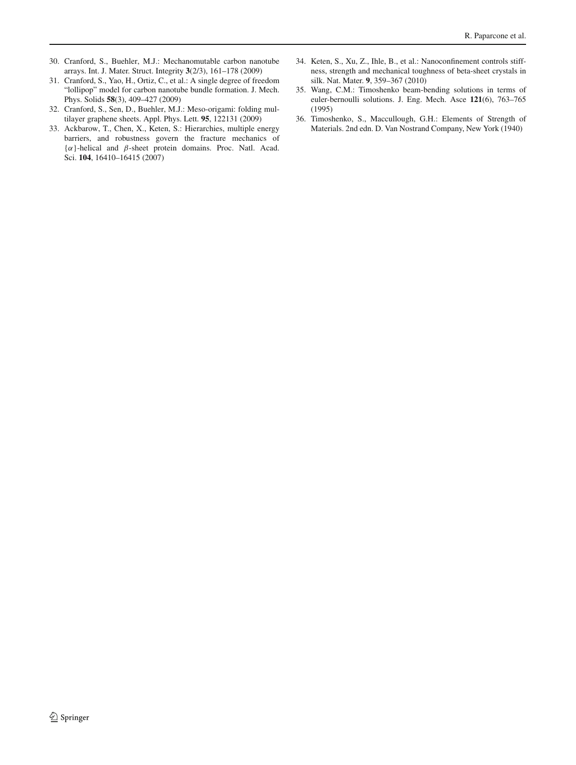30. Cranford, S., Buehler, M.J.: Mechanomutable carbon nanotube arrays. Int. J. Mater. Struct. Integrity **3**(2/3), 161–178 (2009)
31. Cranford, S., Yao, H., Ortiz, C., et al.: A single degree of freedom "lollipop" model for carbon nanotube bundle formation. J. Mech. Phys. Solids **58**(3), 409–427 (2009)
32. Cranford, S., Sen, D., Buehler, M.J.: Meso-origami: folding multilayer graphene sheets. Appl. Phys. Lett. **95**, 122131 (2009)
33. Ackbarow, T., Chen, X., Keten, S.: Hierarchies, multiple energy barriers, and robustness govern the fracture mechanics of $\{\alpha\}$-helical and $\beta$-sheet protein domains. Proc. Natl. Acad. Sci. **104**, 16410–16415 (2007)
34. Keten, S., Xu, Z., Ihle, B., et al.: Nanoconfinement controls stiffness, strength and mechanical toughness of beta-sheet crystals in silk. Nat. Mater. **9**, 359–367 (2010)
35. Wang, C.M.: Timoshenko beam-bending solutions in terms of euler-bernoulli solutions. J. Eng. Mech. Asce **121**(6), 763–765 (1995)
36. Timoshenko, S., Maccullough, G.H.: Elements of Strength of Materials. 2nd edn. D. Van Nostrand Company, New York (1940)